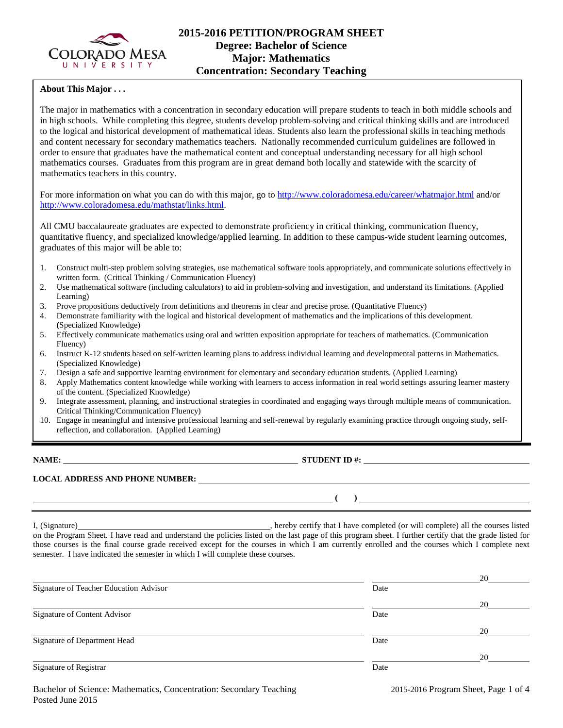# 2015-2016 PETITION/PROGRAM SHEET

## Degree: Bachelor of Science
## Major: Mathematics
## Concentration: Secondary Teaching

**About This Major . . .**

The major in mathematics with a concentration in secondary education will prepare students to teach in both middle schools and in high schools. While completing this degree, students develop problem-solving and critical thinking skills and are introduced to the logical and historical development of mathematical ideas. Students also learn the professional skills in teaching methods and content necessary for secondary mathematics teachers. Nationally recommended curriculum guidelines are followed in order to ensure that graduates have the mathematical content and conceptual understanding necessary for all high school mathematics courses. Graduates from this program are in great demand both locally and statewide with the scarcity of mathematics teachers in this country.

For more information on what you can do with this major, go to http://www.coloradomesa.edu/career/whatmajor.html and/or http://www.coloradomesa.edu/mathstat/links.html.

All CMU baccalaureate graduates are expected to demonstrate proficiency in critical thinking, communication fluency, quantitative fluency, and specialized knowledge/applied learning. In addition to these campus-wide student learning outcomes, graduates of this major will be able to:

1. Construct multi-step problem solving strategies, use mathematical software tools appropriately, and communicate solutions effectively in written form. (Critical Thinking / Communication Fluency)
2. Use mathematical software (including calculators) to aid in problem-solving and investigation, and understand its limitations. (Applied Learning)
3. Prove propositions deductively from definitions and theorems in clear and precise prose. (Quantitative Fluency)
4. Demonstrate familiarity with the logical and historical development of mathematics and the implications of this development. (Specialized Knowledge)
5. Effectively communicate mathematics using oral and written exposition appropriate for teachers of mathematics. (Communication Fluency)
6. Instruct K-12 students based on self-written learning plans to address individual learning and developmental patterns in Mathematics. (Specialized Knowledge)
7. Design a safe and supportive learning environment for elementary and secondary education students. (Applied Learning)
8. Apply Mathematics content knowledge while working with learners to access information in real world settings assuring learner mastery of the content. (Specialized Knowledge)
9. Integrate assessment, planning, and instructional strategies in coordinated and engaging ways through multiple means of communication. Critical Thinking/Communication Fluency)
10. Engage in meaningful and intensive professional learning and self-renewal by regularly examining practice through ongoing study, self-reflection, and collaboration. (Applied Learning)

**NAME:** ______________________________ **STUDENT ID #:** ______________________________

**LOCAL ADDRESS AND PHONE NUMBER:** ______________________________

______________________________ **( )** ______________________________

I, (Signature)______________________________, hereby certify that I have completed (or will complete) all the courses listed on the Program Sheet. I have read and understand the policies listed on the last page of this program sheet. I further certify that the grade listed for those courses is the final course grade received except for the courses in which I am currently enrolled and the courses which I complete next semester. I have indicated the semester in which I will complete these courses.

______________________________ ______________ 20______
Signature of Teacher Education Advisor — Date

______________________________ ______________ 20______
Signature of Content Advisor — Date

______________________________ ______________ 20______
Signature of Department Head — Date

______________________________ ______________ 20______
Signature of Registrar — Date

Bachelor of Science: Mathematics, Concentration: Secondary Teaching
Posted June 2015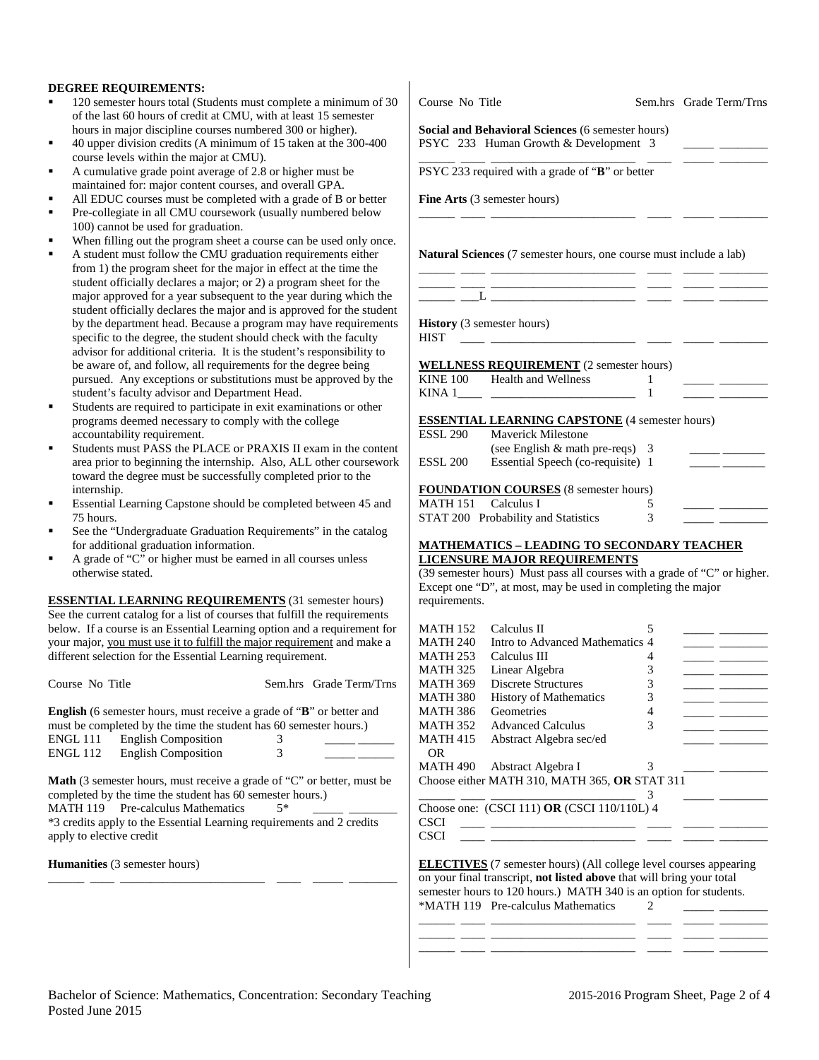**DEGREE REQUIREMENTS:**

- 120 semester hours total (Students must complete a minimum of 30 of the last 60 hours of credit at CMU, with at least 15 semester hours in major discipline courses numbered 300 or higher).
- 40 upper division credits (A minimum of 15 taken at the 300-400 course levels within the major at CMU).
- A cumulative grade point average of 2.8 or higher must be maintained for: major content courses, and overall GPA.
- All EDUC courses must be completed with a grade of B or better
- Pre-collegiate in all CMU coursework (usually numbered below 100) cannot be used for graduation.
- When filling out the program sheet a course can be used only once.
- A student must follow the CMU graduation requirements either from 1) the program sheet for the major in effect at the time the student officially declares a major; or 2) a program sheet for the major approved for a year subsequent to the year during which the student officially declares the major and is approved for the student by the department head. Because a program may have requirements specific to the degree, the student should check with the faculty advisor for additional criteria. It is the student's responsibility to be aware of, and follow, all requirements for the degree being pursued. Any exceptions or substitutions must be approved by the student's faculty advisor and Department Head.
- Students are required to participate in exit examinations or other programs deemed necessary to comply with the college accountability requirement.
- Students must PASS the PLACE or PRAXIS II exam in the content area prior to beginning the internship. Also, ALL other coursework toward the degree must be successfully completed prior to the internship.
- Essential Learning Capstone should be completed between 45 and 75 hours.
- See the "Undergraduate Graduation Requirements" in the catalog for additional graduation information.
- A grade of "C" or higher must be earned in all courses unless otherwise stated.

**ESSENTIAL LEARNING REQUIREMENTS** (31 semester hours)

See the current catalog for a list of courses that fulfill the requirements below. If a course is an Essential Learning option and a requirement for your major, you must use it to fulfill the major requirement and make a different selection for the Essential Learning requirement.

| Course No | Title | Sem.hrs | Grade | Term/Trns |
|---|---|---|---|---|

**English** (6 semester hours, must receive a grade of "**B**" or better and must be completed by the time the student has 60 semester hours.)

| Course No | Title | Sem.hrs | Grade | Term/Trns |
|---|---|---|---|---|
| ENGL 111 | English Composition | 3 | | |
| ENGL 112 | English Composition | 3 | | |

**Math** (3 semester hours, must receive a grade of "C" or better, must be completed by the time the student has 60 semester hours.)

| Course No | Title | Sem.hrs | Grade | Term/Trns |
|---|---|---|---|---|
| MATH 119 | Pre-calculus Mathematics | 5* | | |

*3 credits apply to the Essential Learning requirements and 2 credits apply to elective credit

**Humanities** (3 semester hours)

| Course | No | Title | Sem.hrs | Grade | Term/Trns |
|---|---|---|---|---|---|
| | | | | | |

**Social and Behavioral Sciences** (6 semester hours)

| Course No | Title | Sem.hrs | Grade | Term/Trns |
|---|---|---|---|---|
| PSYC 233 | Human Growth & Development | 3 | | |
| | | | | |

PSYC 233 required with a grade of "**B**" or better

**Fine Arts** (3 semester hours)

| Course | No | Title | Sem.hrs | Grade | Term/Trns |
|---|---|---|---|---|---|
| | | | | | |

**Natural Sciences** (7 semester hours, one course must include a lab)

| Course | No | Title | Sem.hrs | Grade | Term/Trns |
|---|---|---|---|---|---|
| | | | | | |
| | | | | | |
| | L | | | | |

**History** (3 semester hours)

| Course | No | Title | Sem.hrs | Grade | Term/Trns |
|---|---|---|---|---|---|
| HIST | | | | | |

**WELLNESS REQUIREMENT** (2 semester hours)

| Course No | Title | Sem.hrs | Grade | Term/Trns |
|---|---|---|---|---|
| KINE 100 | Health and Wellness | 1 | | |
| KINA 1___ | | 1 | | |

**ESSENTIAL LEARNING CAPSTONE** (4 semester hours)

| Course No | Title | Sem.hrs | Grade | Term/Trns |
|---|---|---|---|---|
| ESSL 290 | Maverick Milestone (see English & math pre-reqs) | 3 | | |
| ESSL 200 | Essential Speech (co-requisite) | 1 | | |

**FOUNDATION COURSES** (8 semester hours)

| Course No | Title | Sem.hrs | Grade | Term/Trns |
|---|---|---|---|---|
| MATH 151 | Calculus I | 5 | | |
| STAT 200 | Probability and Statistics | 3 | | |

**MATHEMATICS – LEADING TO SECONDARY TEACHER LICENSURE MAJOR REQUIREMENTS**

(39 semester hours) Must pass all courses with a grade of "C" or higher. Except one "D", at most, may be used in completing the major requirements.

| Course No | Title | Sem.hrs | Grade | Term/Trns |
|---|---|---|---|---|
| MATH 152 | Calculus II | 5 | | |
| MATH 240 | Intro to Advanced Mathematics | 4 | | |
| MATH 253 | Calculus III | 4 | | |
| MATH 325 | Linear Algebra | 3 | | |
| MATH 369 | Discrete Structures | 3 | | |
| MATH 380 | History of Mathematics | 3 | | |
| MATH 386 | Geometries | 4 | | |
| MATH 352 | Advanced Calculus | 3 | | |
| MATH 415 | Abstract Algebra sec/ed | | | |
| OR | | | | |
| MATH 490 | Abstract Algebra I | 3 | | |
| Choose either MATH 310, MATH 365, **OR** STAT 311 | | | | |
| | | 3 | | |
| Choose one: (CSCI 111) **OR** (CSCI 110/110L) | | 4 | | |
| CSCI | | | | |
| CSCI | | | | |

**ELECTIVES** (7 semester hours) (All college level courses appearing on your final transcript, **not listed above** that will bring your total semester hours to 120 hours.) MATH 340 is an option for students.

| Course No | Title | Sem.hrs | Grade | Term/Trns |
|---|---|---|---|---|
| *MATH 119 | Pre-calculus Mathematics | 2 | | |
| | | | | |
| | | | | |
| | | | | |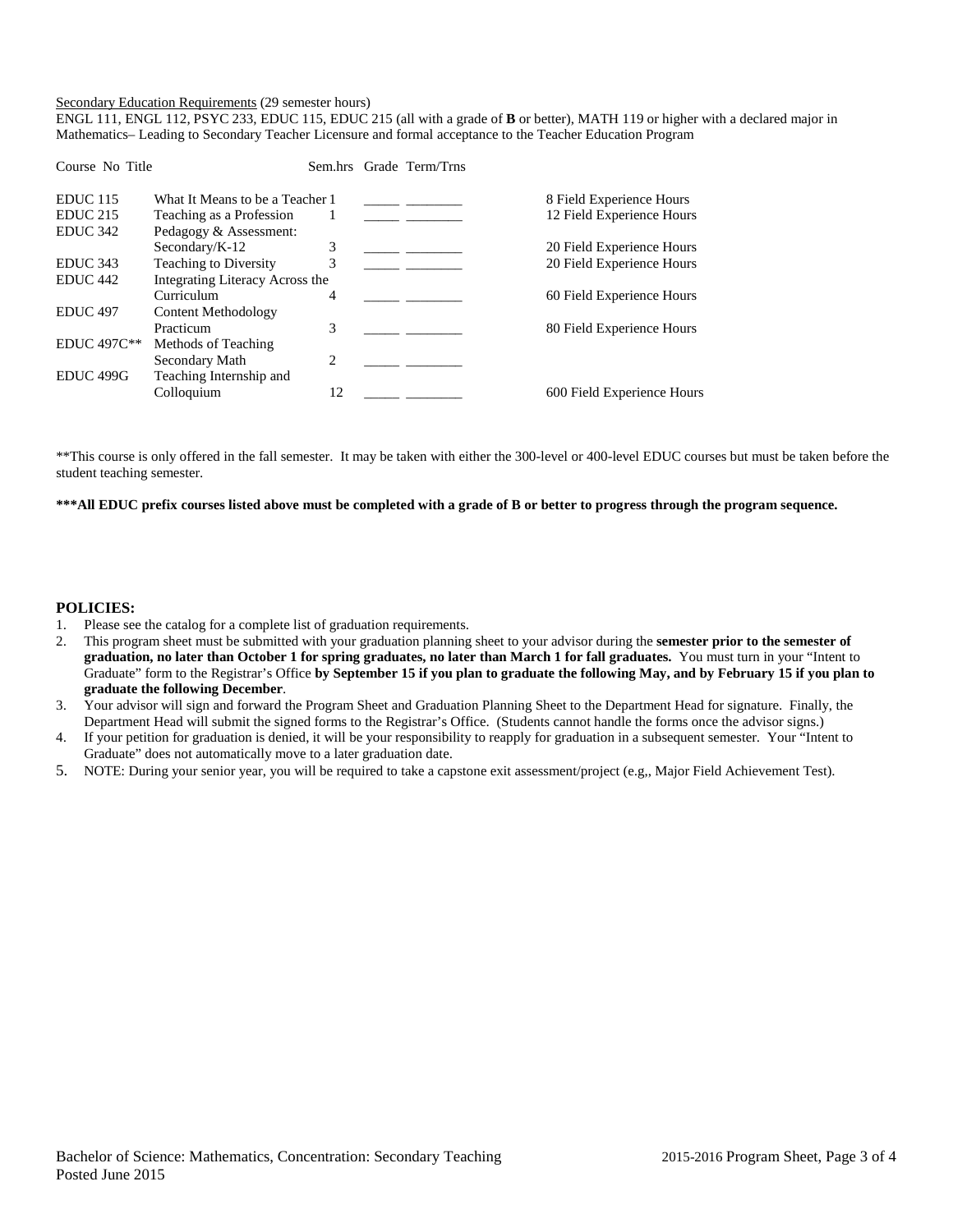Secondary Education Requirements (29 semester hours)

ENGL 111, ENGL 112, PSYC 233, EDUC 115, EDUC 215 (all with a grade of **B** or better), MATH 119 or higher with a declared major in Mathematics– Leading to Secondary Teacher Licensure and formal acceptance to the Teacher Education Program

| Course No | Title | Sem.hrs | Grade | Term/Trns | |
|---|---|---|---|---|---|
| EDUC 115 | What It Means to be a Teacher | 1 | _____ | ________ | 8 Field Experience Hours |
| EDUC 215 | Teaching as a Profession | 1 | _____ | ________ | 12 Field Experience Hours |
| EDUC 342 | Pedagogy & Assessment: Secondary/K-12 | 3 | _____ | ________ | 20 Field Experience Hours |
| EDUC 343 | Teaching to Diversity | 3 | _____ | ________ | 20 Field Experience Hours |
| EDUC 442 | Integrating Literacy Across the Curriculum | 4 | _____ | ________ | 60 Field Experience Hours |
| EDUC 497 | Content Methodology Practicum | 3 | _____ | ________ | 80 Field Experience Hours |
| EDUC 497C** | Methods of Teaching Secondary Math | 2 | _____ | ________ | |
| EDUC 499G | Teaching Internship and Colloquium | 12 | _____ | ________ | 600 Field Experience Hours |

**This course is only offered in the fall semester. It may be taken with either the 300-level or 400-level EDUC courses but must be taken before the student teaching semester.

*****All EDUC prefix courses listed above must be completed with a grade of B or better to progress through the program sequence.**

## POLICIES:

1. Please see the catalog for a complete list of graduation requirements.
2. This program sheet must be submitted with your graduation planning sheet to your advisor during the **semester prior to the semester of graduation, no later than October 1 for spring graduates, no later than March 1 for fall graduates.** You must turn in your "Intent to Graduate" form to the Registrar's Office **by September 15 if you plan to graduate the following May, and by February 15 if you plan to graduate the following December**.
3. Your advisor will sign and forward the Program Sheet and Graduation Planning Sheet to the Department Head for signature. Finally, the Department Head will submit the signed forms to the Registrar's Office. (Students cannot handle the forms once the advisor signs.)
4. If your petition for graduation is denied, it will be your responsibility to reapply for graduation in a subsequent semester. Your "Intent to Graduate" does not automatically move to a later graduation date.
5. NOTE: During your senior year, you will be required to take a capstone exit assessment/project (e.g,, Major Field Achievement Test).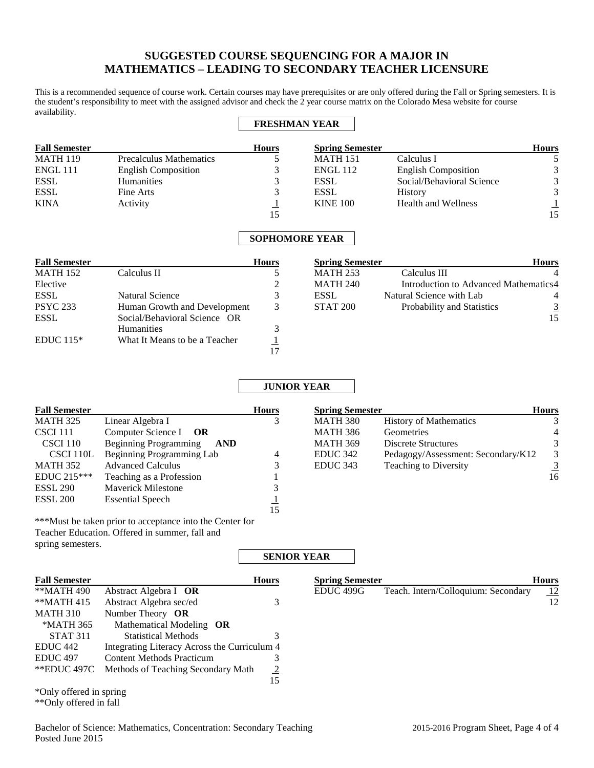# SUGGESTED COURSE SEQUENCING FOR A MAJOR IN MATHEMATICS – LEADING TO SECONDARY TEACHER LICENSURE

This is a recommended sequence of course work. Certain courses may have prerequisites or are only offered during the Fall or Spring semesters. It is the student's responsibility to meet with the assigned advisor and check the 2 year course matrix on the Colorado Mesa website for course availability.

## FRESHMAN YEAR

| Fall Semester | | Hours |
|---|---|---|
| MATH 119 | Precalculus Mathematics | 5 |
| ENGL 111 | English Composition | 3 |
| ESSL | Humanities | 3 |
| ESSL | Fine Arts | 3 |
| KINA | Activity | 1 |
| | | 15 |

| Spring Semester | | Hours |
|---|---|---|
| MATH 151 | Calculus I | 5 |
| ENGL 112 | English Composition | 3 |
| ESSL | Social/Behavioral Science | 3 |
| ESSL | History | 3 |
| KINE 100 | Health and Wellness | 1 |
| | | 15 |

## SOPHOMORE YEAR

| Fall Semester | | Hours |
|---|---|---|
| MATH 152 | Calculus II | 5 |
| Elective | | 2 |
| ESSL | Natural Science | 3 |
| PSYC 233 | Human Growth and Development | 3 |
| ESSL | Social/Behavioral Science OR Humanities | 3 |
| EDUC 115* | What It Means to be a Teacher | 1 |
| | | 17 |

| Spring Semester | | Hours |
|---|---|---|
| MATH 253 | Calculus III | 4 |
| MATH 240 | Introduction to Advanced Mathematics | 4 |
| ESSL | Natural Science with Lab | 4 |
| STAT 200 | Probability and Statistics | 3 |
| | | 15 |

## JUNIOR YEAR

| Fall Semester | | Hours |
|---|---|---|
| MATH 325 | Linear Algebra I | 3 |
| CSCI 111 | Computer Science I **OR** | |
| CSCI 110 | Beginning Programming **AND** | |
| CSCI 110L | Beginning Programming Lab | 4 |
| MATH 352 | Advanced Calculus | 3 |
| EDUC 215*** | Teaching as a Profession | 1 |
| ESSL 290 | Maverick Milestone | 3 |
| ESSL 200 | Essential Speech | 1 |
| | | 15 |

***Must be taken prior to acceptance into the Center for Teacher Education. Offered in summer, fall and spring semesters.

| Spring Semester | | Hours |
|---|---|---|
| MATH 380 | History of Mathematics | 3 |
| MATH 386 | Geometries | 4 |
| MATH 369 | Discrete Structures | 3 |
| EDUC 342 | Pedagogy/Assessment: Secondary/K12 | 3 |
| EDUC 343 | Teaching to Diversity | 3 |
| | | 16 |

## SENIOR YEAR

| Fall Semester | | Hours |
|---|---|---|
| **MATH 490 | Abstract Algebra I **OR** | |
| **MATH 415 | Abstract Algebra sec/ed | 3 |
| MATH 310 | Number Theory **OR** | |
| *MATH 365 | Mathematical Modeling **OR** | |
| STAT 311 | Statistical Methods | 3 |
| EDUC 442 | Integrating Literacy Across the Curriculum | 4 |
| EDUC 497 | Content Methods Practicum | 3 |
| **EDUC 497C | Methods of Teaching Secondary Math | 2 |
| | | 15 |

*Only offered in spring
**Only offered in fall

| Spring Semester | | Hours |
|---|---|---|
| EDUC 499G | Teach. Intern/Colloquium: Secondary | 12 |
| | | 12 |

Bachelor of Science: Mathematics, Concentration: Secondary Teaching
Posted June 2015

2015-2016 Program Sheet